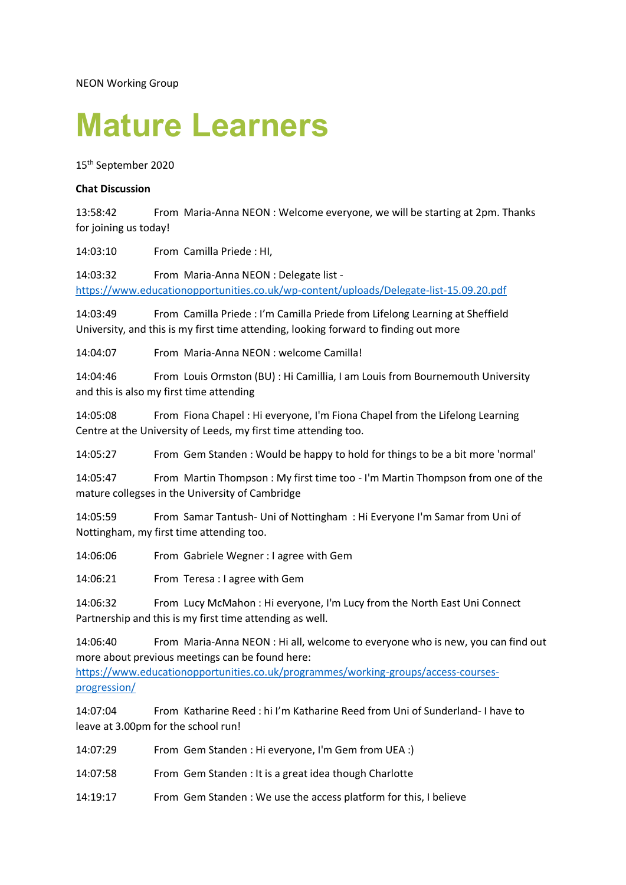NEON Working Group

# Mature Learners

15th September 2020

**Chat Discussion**

13:58:42 From Maria-Anna NEON : Welcome everyone, we will be starting at 2pm. Thanks for joining us today!

14:03:10 From Camilla Priede : HI,

14:03:32 From Maria-Anna NEON : Delegate list - https://www.educationopportunities.co.uk/wp-content/uploads/Delegate-list-15.09.20.pdf

14:03:49 From Camilla Priede : I'm Camilla Priede from Lifelong Learning at Sheffield University, and this is my first time attending, looking forward to finding out more

14:04:07 From Maria-Anna NEON : welcome Camilla!

14:04:46 From Louis Ormston (BU) : Hi Camillia, I am Louis from Bournemouth University and this is also my first time attending

14:05:08 From Fiona Chapel : Hi everyone, I'm Fiona Chapel from the Lifelong Learning Centre at the University of Leeds, my first time attending too.

14:05:27 From Gem Standen : Would be happy to hold for things to be a bit more 'normal'

14:05:47 From Martin Thompson : My first time too - I'm Martin Thompson from one of the mature colleges in the University of Cambridge

14:05:59 From Samar Tantush- Uni of Nottingham : Hi Everyone I'm Samar from Uni of Nottingham, my first time attending too.

14:06:06 From Gabriele Wegner : I agree with Gem

14:06:21 From Teresa : I agree with Gem

14:06:32 From Lucy McMahon : Hi everyone, I'm Lucy from the North East Uni Connect Partnership and this is my first time attending as well.

14:06:40 From Maria-Anna NEON : Hi all, welcome to everyone who is new, you can find out more about previous meetings can be found here: https://www.educationopportunities.co.uk/programmes/working-groups/access-courses-progression/

14:07:04 From Katharine Reed : hi I'm Katharine Reed from Uni of Sunderland- I have to leave at 3.00pm for the school run!

14:07:29 From Gem Standen : Hi everyone, I'm Gem from UEA :)

14:07:58 From Gem Standen : It is a great idea though Charlotte

14:19:17 From Gem Standen : We use the access platform for this, I believe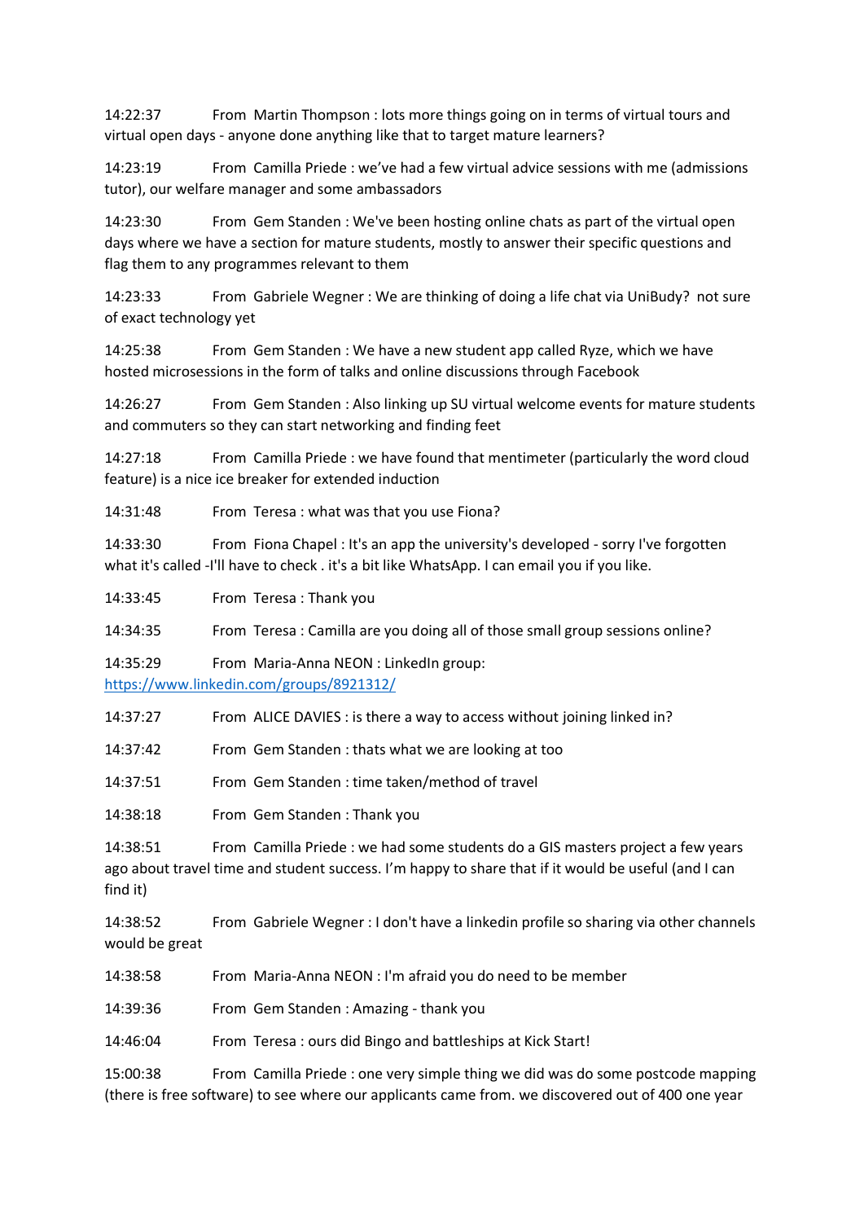14:22:37 From Martin Thompson : lots more things going on in terms of virtual tours and virtual open days - anyone done anything like that to target mature learners?

14:23:19 From Camilla Priede : we've had a few virtual advice sessions with me (admissions tutor), our welfare manager and some ambassadors

14:23:30 From Gem Standen : We've been hosting online chats as part of the virtual open days where we have a section for mature students, mostly to answer their specific questions and flag them to any programmes relevant to them

14:23:33 From Gabriele Wegner : We are thinking of doing a life chat via UniBudy? not sure of exact technology yet

14:25:38 From Gem Standen : We have a new student app called Ryze, which we have hosted microsessions in the form of talks and online discussions through Facebook

14:26:27 From Gem Standen : Also linking up SU virtual welcome events for mature students and commuters so they can start networking and finding feet

14:27:18 From Camilla Priede : we have found that mentimeter (particularly the word cloud feature) is a nice ice breaker for extended induction

14:31:48 From Teresa : what was that you use Fiona?

14:33:30 From Fiona Chapel : It's an app the university's developed - sorry I've forgotten what it's called -I'll have to check . it's a bit like WhatsApp. I can email you if you like.

14:33:45 From Teresa : Thank you

14:34:35 From Teresa : Camilla are you doing all of those small group sessions online?

14:35:29 From Maria-Anna NEON : LinkedIn group: https://www.linkedin.com/groups/8921312/

14:37:27 From ALICE DAVIES : is there a way to access without joining linked in?

14:37:42 From Gem Standen : thats what we are looking at too

14:37:51 From Gem Standen : time taken/method of travel

14:38:18 From Gem Standen : Thank you

14:38:51 From Camilla Priede : we had some students do a GIS masters project a few years ago about travel time and student success. I'm happy to share that if it would be useful (and I can find it)

14:38:52 From Gabriele Wegner : I don't have a linkedin profile so sharing via other channels would be great

14:38:58 From Maria-Anna NEON : I'm afraid you do need to be member

14:39:36 From Gem Standen : Amazing - thank you

14:46:04 From Teresa : ours did Bingo and battleships at Kick Start!

15:00:38 From Camilla Priede : one very simple thing we did was do some postcode mapping (there is free software) to see where our applicants came from. we discovered out of 400 one year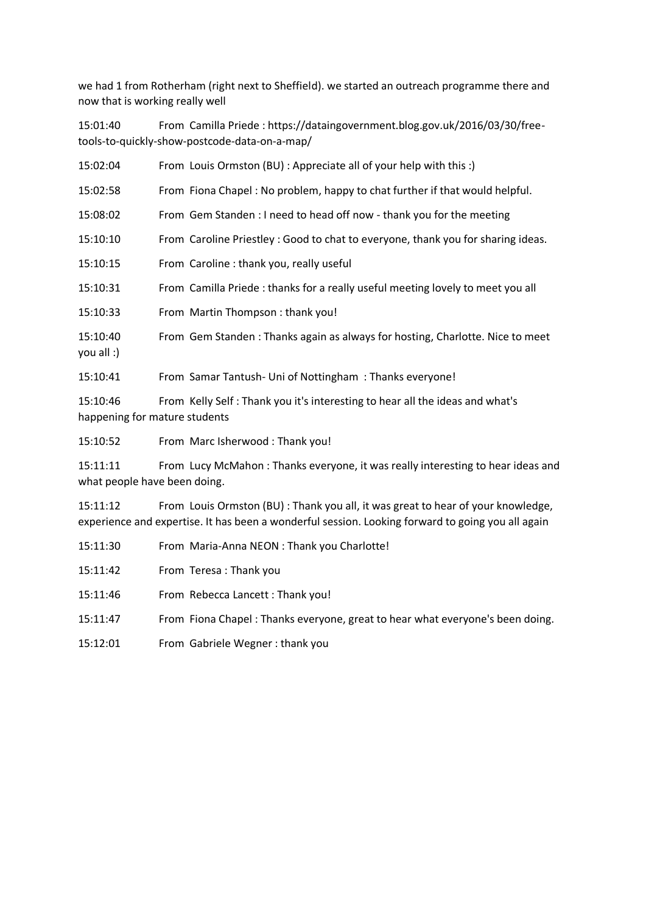we had 1 from Rotherham (right next to Sheffield). we started an outreach programme there and now that is working really well

15:01:40 From Camilla Priede : https://dataingovernment.blog.gov.uk/2016/03/30/free-tools-to-quickly-show-postcode-data-on-a-map/

15:02:04 From Louis Ormston (BU) : Appreciate all of your help with this :)

15:02:58 From Fiona Chapel : No problem, happy to chat further if that would helpful.

15:08:02 From Gem Standen : I need to head off now - thank you for the meeting

15:10:10 From Caroline Priestley : Good to chat to everyone, thank you for sharing ideas.

15:10:15 From Caroline : thank you, really useful

15:10:31 From Camilla Priede : thanks for a really useful meeting lovely to meet you all

15:10:33 From Martin Thompson : thank you!

15:10:40 From Gem Standen : Thanks again as always for hosting, Charlotte. Nice to meet you all :)

15:10:41 From Samar Tantush- Uni of Nottingham : Thanks everyone!

15:10:46 From Kelly Self : Thank you it's interesting to hear all the ideas and what's happening for mature students

15:10:52 From Marc Isherwood : Thank you!

15:11:11 From Lucy McMahon : Thanks everyone, it was really interesting to hear ideas and what people have been doing.

15:11:12 From Louis Ormston (BU) : Thank you all, it was great to hear of your knowledge, experience and expertise. It has been a wonderful session. Looking forward to going you all again

15:11:30 From Maria-Anna NEON : Thank you Charlotte!

15:11:42 From Teresa : Thank you

15:11:46 From Rebecca Lancett : Thank you!

15:11:47 From Fiona Chapel : Thanks everyone, great to hear what everyone's been doing.

15:12:01 From Gabriele Wegner : thank you